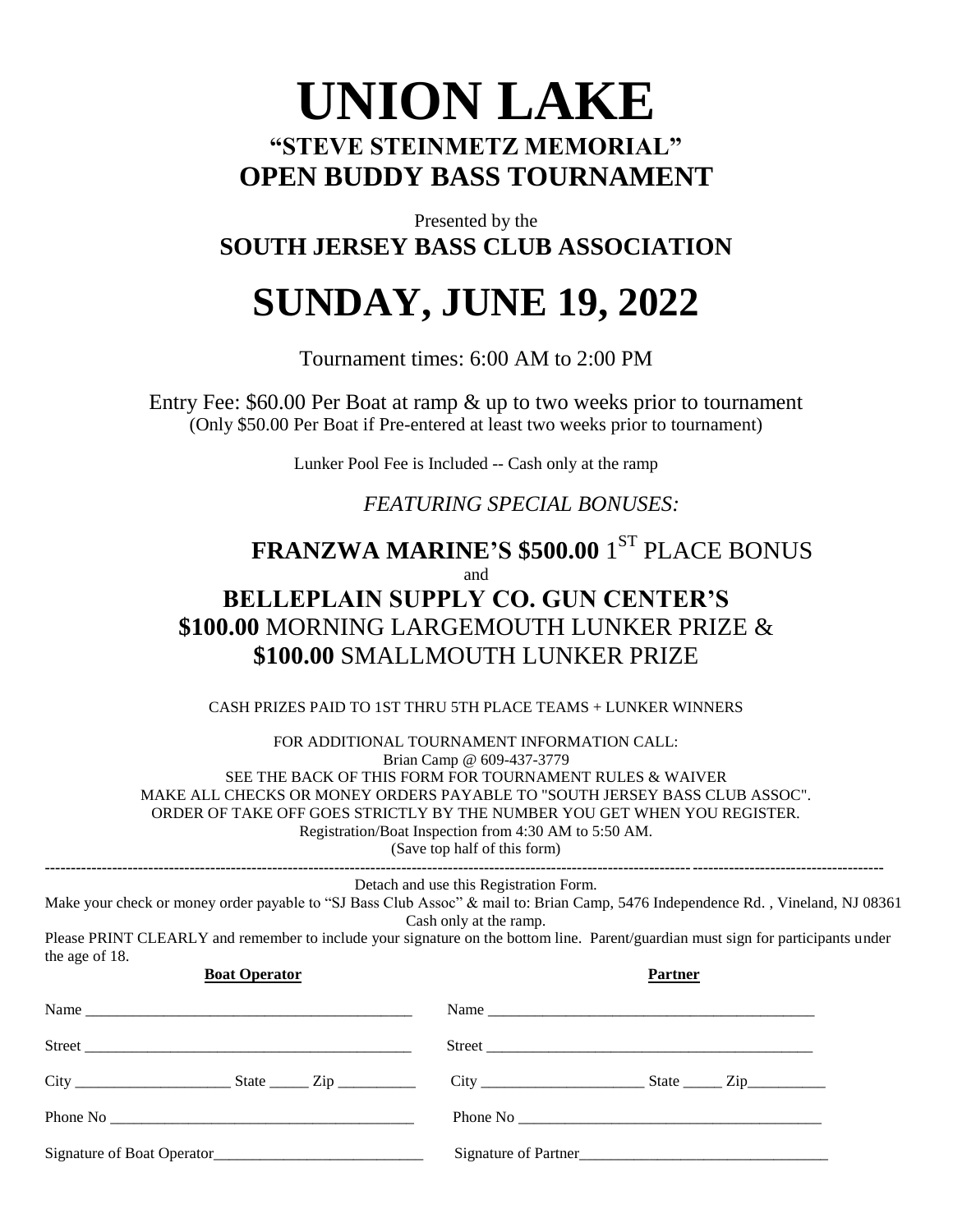# UNION LAKE

## "STEVE STEINMETZ MEMORIAL"
## OPEN BUDDY BASS TOURNAMENT

Presented by the

**SOUTH JERSEY BASS CLUB ASSOCIATION**

# SUNDAY, JUNE 19, 2022

Tournament times: 6:00 AM to 2:00 PM

Entry Fee: $60.00 Per Boat at ramp & up to two weeks prior to tournament
(Only $50.00 Per Boat if Pre-entered at least two weeks prior to tournament)

Lunker Pool Fee is Included -- Cash only at the ramp

*FEATURING SPECIAL BONUSES:*

**FRANZWA MARINE'S $500.00** 1ST PLACE BONUS

and

**BELLEPLAIN SUPPLY CO. GUN CENTER'S**
**$100.00** MORNING LARGEMOUTH LUNKER PRIZE &
**$100.00** SMALLMOUTH LUNKER PRIZE

CASH PRIZES PAID TO 1ST THRU 5TH PLACE TEAMS + LUNKER WINNERS

FOR ADDITIONAL TOURNAMENT INFORMATION CALL:
Brian Camp @ 609-437-3779
SEE THE BACK OF THIS FORM FOR TOURNAMENT RULES & WAIVER
MAKE ALL CHECKS OR MONEY ORDERS PAYABLE TO "SOUTH JERSEY BASS CLUB ASSOC".
ORDER OF TAKE OFF GOES STRICTLY BY THE NUMBER YOU GET WHEN YOU REGISTER.
Registration/Boat Inspection from 4:30 AM to 5:50 AM.
(Save top half of this form)

---

Detach and use this Registration Form.

Make your check or money order payable to "SJ Bass Club Assoc" & mail to: Brian Camp, 5476 Independence Rd. , Vineland, NJ 08361
Cash only at the ramp.

Please PRINT CLEARLY and remember to include your signature on the bottom line. Parent/guardian must sign for participants under the age of 18.

| **Boat Operator** | **Partner** |
|---|---|
| Name ______________________ | Name ______________________ |
| Street ______________________ | Street ______________________ |
| City ____________ State _____ Zip _________ | City ____________ State _____ Zip _________ |
| Phone No ______________________ | Phone No ______________________ |
| Signature of Boat Operator______________________ | Signature of Partner______________________ |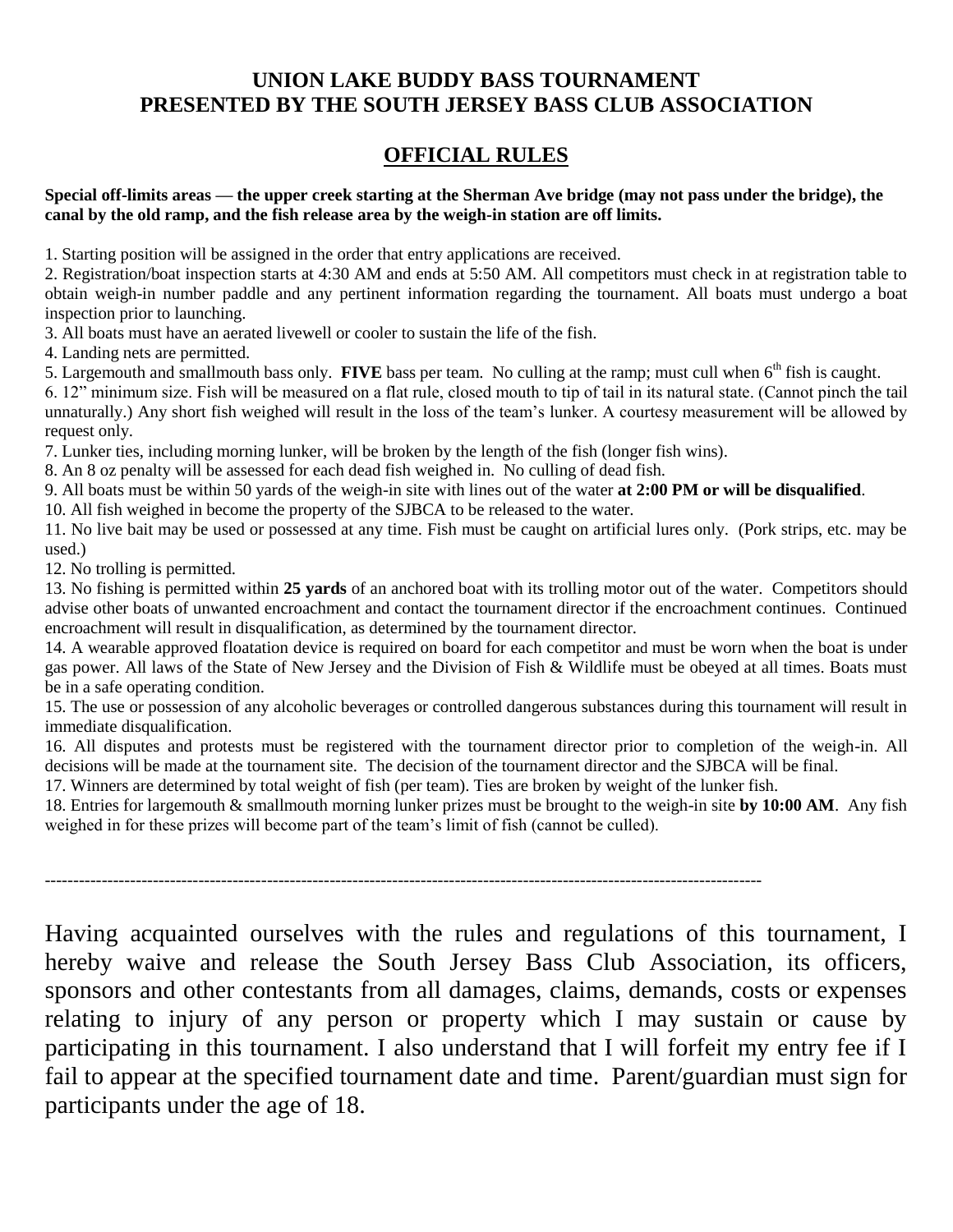# UNION LAKE BUDDY BASS TOURNAMENT
# PRESENTED BY THE SOUTH JERSEY BASS CLUB ASSOCIATION

## OFFICIAL RULES

**Special off-limits areas — the upper creek starting at the Sherman Ave bridge (may not pass under the bridge), the canal by the old ramp, and the fish release area by the weigh-in station are off limits.**

1. Starting position will be assigned in the order that entry applications are received.
2. Registration/boat inspection starts at 4:30 AM and ends at 5:50 AM. All competitors must check in at registration table to obtain weigh-in number paddle and any pertinent information regarding the tournament. All boats must undergo a boat inspection prior to launching.
3. All boats must have an aerated livewell or cooler to sustain the life of the fish.
4. Landing nets are permitted.
5. Largemouth and smallmouth bass only. **FIVE** bass per team. No culling at the ramp; must cull when 6th fish is caught.
6. 12" minimum size. Fish will be measured on a flat rule, closed mouth to tip of tail in its natural state. (Cannot pinch the tail unnaturally.) Any short fish weighed will result in the loss of the team's lunker. A courtesy measurement will be allowed by request only.
7. Lunker ties, including morning lunker, will be broken by the length of the fish (longer fish wins).
8. An 8 oz penalty will be assessed for each dead fish weighed in. No culling of dead fish.
9. All boats must be within 50 yards of the weigh-in site with lines out of the water **at 2:00 PM or will be disqualified**.
10. All fish weighed in become the property of the SJBCA to be released to the water.
11. No live bait may be used or possessed at any time. Fish must be caught on artificial lures only. (Pork strips, etc. may be used.)
12. No trolling is permitted.
13. No fishing is permitted within **25 yards** of an anchored boat with its trolling motor out of the water. Competitors should advise other boats of unwanted encroachment and contact the tournament director if the encroachment continues. Continued encroachment will result in disqualification, as determined by the tournament director.
14. A wearable approved floatation device is required on board for each competitor and must be worn when the boat is under gas power. All laws of the State of New Jersey and the Division of Fish & Wildlife must be obeyed at all times. Boats must be in a safe operating condition.
15. The use or possession of any alcoholic beverages or controlled dangerous substances during this tournament will result in immediate disqualification.
16. All disputes and protests must be registered with the tournament director prior to completion of the weigh-in. All decisions will be made at the tournament site. The decision of the tournament director and the SJBCA will be final.
17. Winners are determined by total weight of fish (per team). Ties are broken by weight of the lunker fish.
18. Entries for largemouth & smallmouth morning lunker prizes must be brought to the weigh-in site **by 10:00 AM**. Any fish weighed in for these prizes will become part of the team's limit of fish (cannot be culled).

---

Having acquainted ourselves with the rules and regulations of this tournament, I hereby waive and release the South Jersey Bass Club Association, its officers, sponsors and other contestants from all damages, claims, demands, costs or expenses relating to injury of any person or property which I may sustain or cause by participating in this tournament. I also understand that I will forfeit my entry fee if I fail to appear at the specified tournament date and time. Parent/guardian must sign for participants under the age of 18.